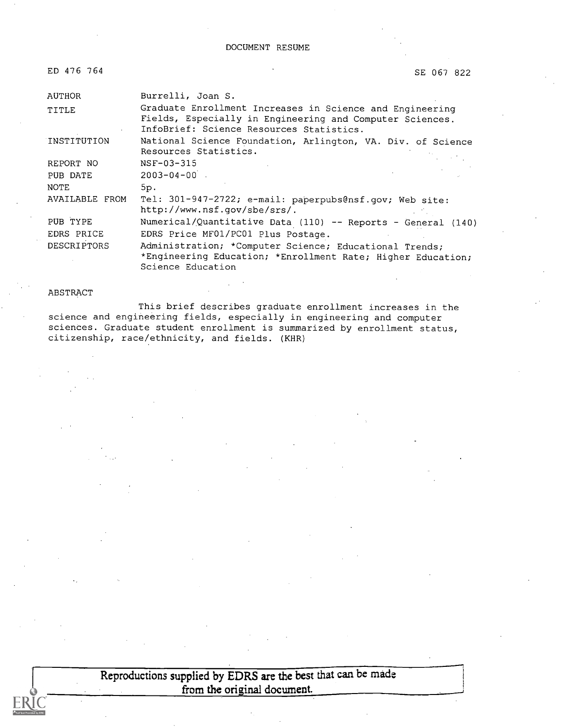DOCUMENT RESUME

| | | |
|---|---|---|
| ED 476 764 | | SE 067 822 |

| | |
|---|---|
| AUTHOR | Burrelli, Joan S. |
| TITLE | Graduate Enrollment Increases in Science and Engineering Fields, Especially in Engineering and Computer Sciences. InfoBrief: Science Resources Statistics. |
| INSTITUTION | National Science Foundation, Arlington, VA. Div. of Science Resources Statistics. |
| REPORT NO | NSF-03-315 |
| PUB DATE | 2003-04-00 |
| NOTE | 5p. |
| AVAILABLE FROM | Tel: 301-947-2722; e-mail: paperpubs@nsf.gov; Web site: http://www.nsf.gov/sbe/srs/. |
| PUB TYPE | Numerical/Quantitative Data (110) -- Reports - General (140) |
| EDRS PRICE | EDRS Price MF01/PC01 Plus Postage. |
| DESCRIPTORS | Administration; *Computer Science; Educational Trends; *Engineering Education; *Enrollment Rate; Higher Education; Science Education |

ABSTRACT

This brief describes graduate enrollment increases in the science and engineering fields, especially in engineering and computer sciences. Graduate student enrollment is summarized by enrollment status, citizenship, race/ethnicity, and fields. (KHR)

Reproductions supplied by EDRS are the best that can be made from the original document.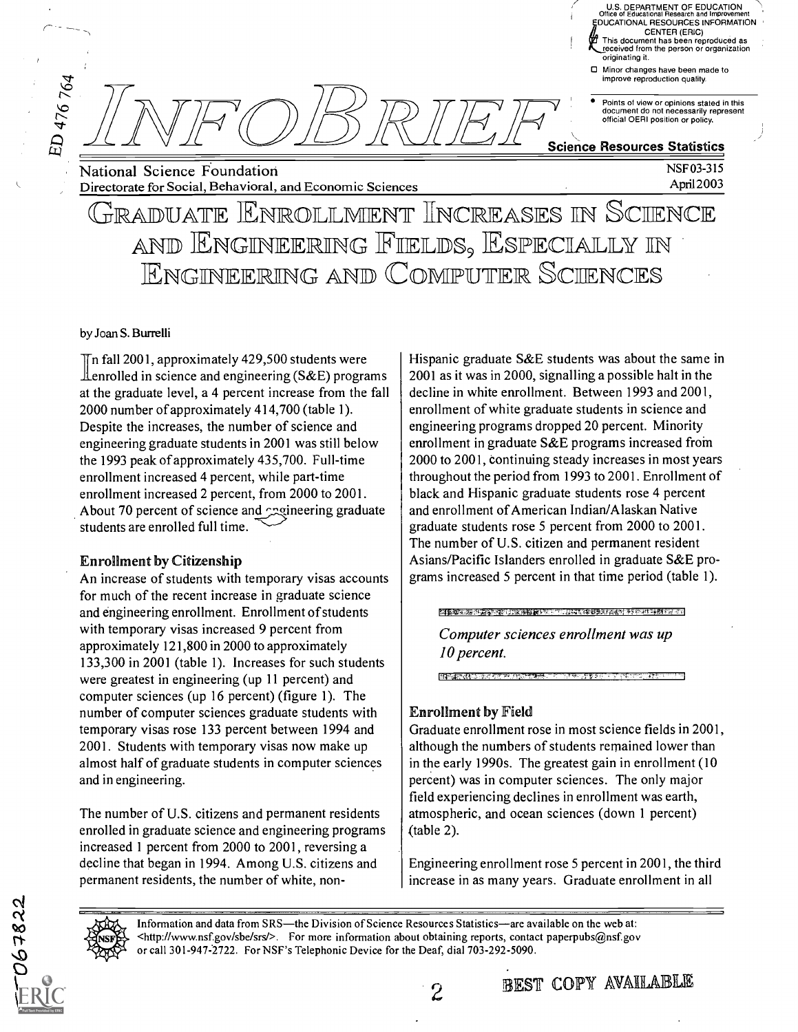# INFOBRIEF

**Science Resources Statistics**

National Science Foundation
Directorate for Social, Behavioral, and Economic Sciences

NSF 03-315
April 2003

# Graduate Enrollment Increases in Science and Engineering Fields, Especially in Engineering and Computer Sciences

by Joan S. Burrelli

In fall 2001, approximately 429,500 students were enrolled in science and engineering (S&E) programs at the graduate level, a 4 percent increase from the fall 2000 number of approximately 414,700 (table 1). Despite the increases, the number of science and engineering graduate students in 2001 was still below the 1993 peak of approximately 435,700. Full-time enrollment increased 4 percent, while part-time enrollment increased 2 percent, from 2000 to 2001. About 70 percent of science and engineering graduate students are enrolled full time.

## Enrollment by Citizenship

An increase of students with temporary visas accounts for much of the recent increase in graduate science and engineering enrollment. Enrollment of students with temporary visas increased 9 percent from approximately 121,800 in 2000 to approximately 133,300 in 2001 (table 1). Increases for such students were greatest in engineering (up 11 percent) and computer sciences (up 16 percent) (figure 1). The number of computer sciences graduate students with temporary visas rose 133 percent between 1994 and 2001. Students with temporary visas now make up almost half of graduate students in computer sciences and in engineering.

The number of U.S. citizens and permanent residents enrolled in graduate science and engineering programs increased 1 percent from 2000 to 2001, reversing a decline that began in 1994. Among U.S. citizens and permanent residents, the number of white, non-Hispanic graduate S&E students was about the same in 2001 as it was in 2000, signalling a possible halt in the decline in white enrollment. Between 1993 and 2001, enrollment of white graduate students in science and engineering programs dropped 20 percent. Minority enrollment in graduate S&E programs increased from 2000 to 2001, continuing steady increases in most years throughout the period from 1993 to 2001. Enrollment of black and Hispanic graduate students rose 4 percent and enrollment of American Indian/Alaskan Native graduate students rose 5 percent from 2000 to 2001. The number of U.S. citizen and permanent resident Asians/Pacific Islanders enrolled in graduate S&E programs increased 5 percent in that time period (table 1).

*Computer sciences enrollment was up 10 percent.*

## Enrollment by Field

Graduate enrollment rose in most science fields in 2001, although the numbers of students remained lower than in the early 1990s. The greatest gain in enrollment (10 percent) was in computer sciences. The only major field experiencing declines in enrollment was earth, atmospheric, and ocean sciences (down 1 percent) (table 2).

Engineering enrollment rose 5 percent in 2001, the third increase in as many years. Graduate enrollment in all

Information and data from SRS—the Division of Science Resources Statistics—are available on the web at: <http://www.nsf.gov/sbe/srs/>. For more information about obtaining reports, contact paperpubs@nsf.gov or call 301-947-2722. For NSF's Telephonic Device for the Deaf, dial 703-292-5090.

BEST COPY AVAILABLE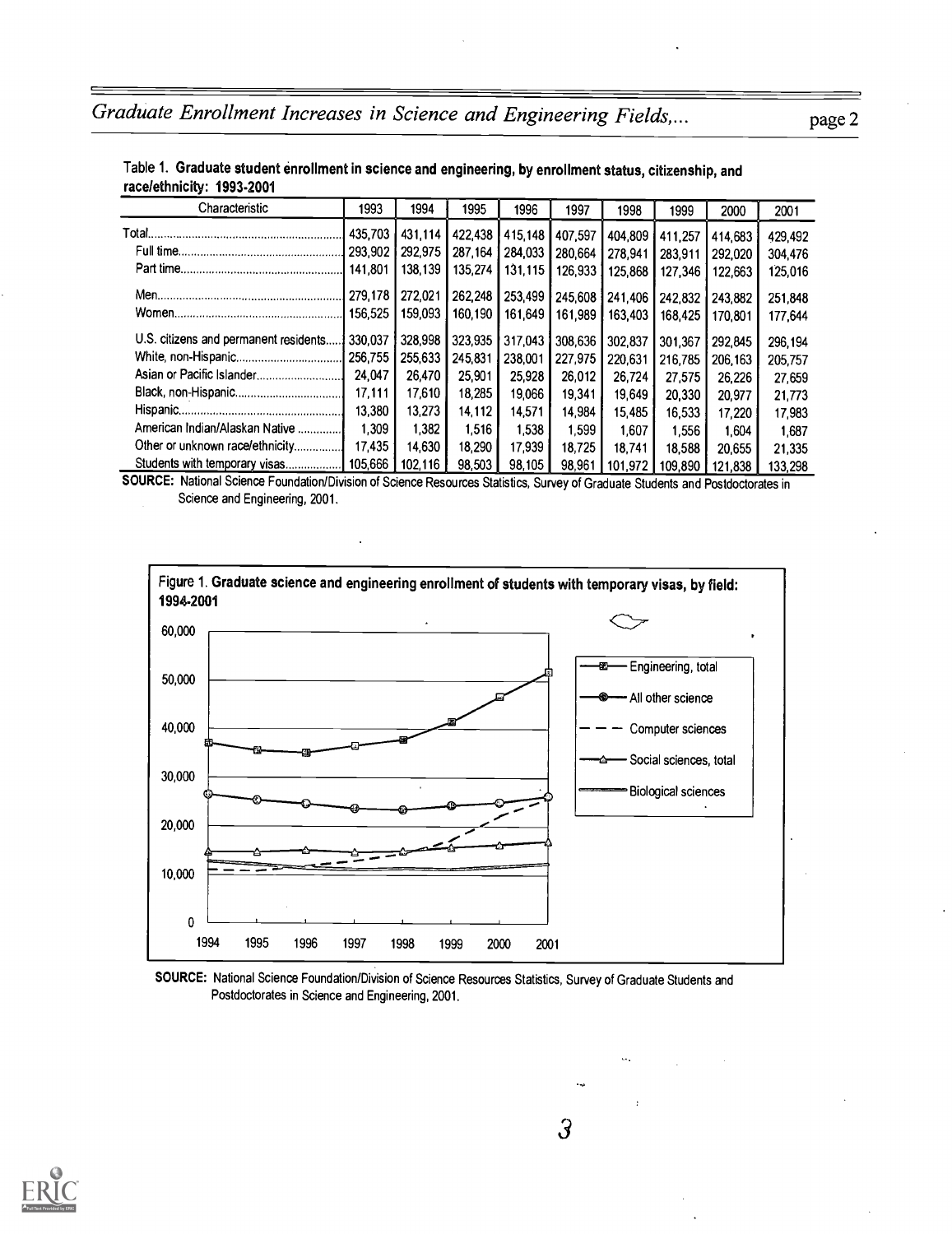Table 1. **Graduate student enrollment in science and engineering, by enrollment status, citizenship, and race/ethnicity: 1993-2001**

| Characteristic | 1993 | 1994 | 1995 | 1996 | 1997 | 1998 | 1999 | 2000 | 2001 |
|---|---|---|---|---|---|---|---|---|---|
| Total | 435,703 | 431,114 | 422,438 | 415,148 | 407,597 | 404,809 | 411,257 | 414,683 | 429,492 |
| Full time | 293,902 | 292,975 | 287,164 | 284,033 | 280,664 | 278,941 | 283,911 | 292,020 | 304,476 |
| Part time | 141,801 | 138,139 | 135,274 | 131,115 | 126,933 | 125,868 | 127,346 | 122,663 | 125,016 |
| Men | 279,178 | 272,021 | 262,248 | 253,499 | 245,608 | 241,406 | 242,832 | 243,882 | 251,848 |
| Women | 156,525 | 159,093 | 160,190 | 161,649 | 161,989 | 163,403 | 168,425 | 170,801 | 177,644 |
| U.S. citizens and permanent residents | 330,037 | 328,998 | 323,935 | 317,043 | 308,636 | 302,837 | 301,367 | 292,845 | 296,194 |
| White, non-Hispanic | 256,755 | 255,633 | 245,831 | 238,001 | 227,975 | 220,631 | 216,785 | 206,163 | 205,757 |
| Asian or Pacific Islander | 24,047 | 26,470 | 25,901 | 25,928 | 26,012 | 26,724 | 27,575 | 26,226 | 27,659 |
| Black, non-Hispanic | 17,111 | 17,610 | 18,285 | 19,066 | 19,341 | 19,649 | 20,330 | 20,977 | 21,773 |
| Hispanic | 13,380 | 13,273 | 14,112 | 14,571 | 14,984 | 15,485 | 16,533 | 17,220 | 17,983 |
| American Indian/Alaskan Native | 1,309 | 1,382 | 1,516 | 1,538 | 1,599 | 1,607 | 1,556 | 1,604 | 1,687 |
| Other or unknown race/ethnicity | 17,435 | 14,630 | 18,290 | 17,939 | 18,725 | 18,741 | 18,588 | 20,655 | 21,335 |
| Students with temporary visas | 105,666 | 102,116 | 98,503 | 98,105 | 98,961 | 101,972 | 109,890 | 121,838 | 133,298 |

**SOURCE:** National Science Foundation/Division of Science Resources Statistics, Survey of Graduate Students and Postdoctorates in Science and Engineering, 2001.

Figure 1. **Graduate science and engineering enrollment of students with temporary visas, by field: 1994-2001**

**SOURCE:** National Science Foundation/Division of Science Resources Statistics, Survey of Graduate Students and Postdoctorates in Science and Engineering, 2001.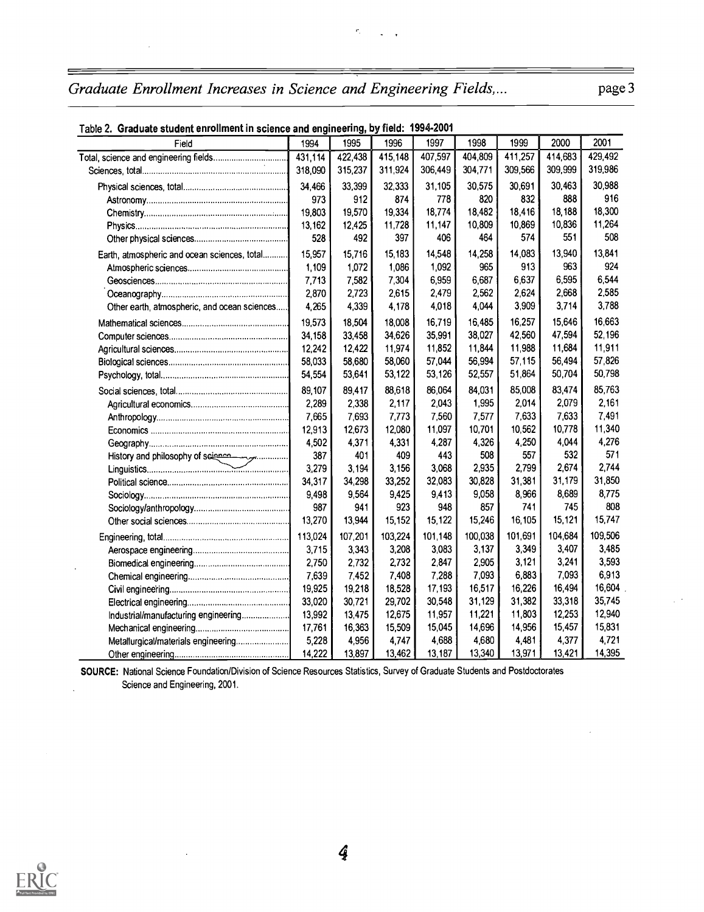Table 2. Graduate student enrollment in science and engineering, by field: 1994-2001

| Field | 1994 | 1995 | 1996 | 1997 | 1998 | 1999 | 2000 | 2001 |
|---|---|---|---|---|---|---|---|---|
| Total, science and engineering fields | 431,114 | 422,438 | 415,148 | 407,597 | 404,809 | 411,257 | 414,683 | 429,492 |
| Sciences, total | 318,090 | 315,237 | 311,924 | 306,449 | 304,771 | 309,566 | 309,999 | 319,986 |
| Physical sciences, total | 34,466 | 33,399 | 32,333 | 31,105 | 30,575 | 30,691 | 30,463 | 30,988 |
| Astronomy | 973 | 912 | 874 | 778 | 820 | 832 | 888 | 916 |
| Chemistry | 19,803 | 19,570 | 19,334 | 18,774 | 18,482 | 18,416 | 18,188 | 18,300 |
| Physics | 13,162 | 12,425 | 11,728 | 11,147 | 10,809 | 10,869 | 10,836 | 11,264 |
| Other physical sciences | 528 | 492 | 397 | 406 | 464 | 574 | 551 | 508 |
| Earth, atmospheric and ocean sciences, total | 15,957 | 15,716 | 15,183 | 14,548 | 14,258 | 14,083 | 13,940 | 13,841 |
| Atmospheric sciences | 1,109 | 1,072 | 1,086 | 1,092 | 965 | 913 | 963 | 924 |
| Geosciences | 7,713 | 7,582 | 7,304 | 6,959 | 6,687 | 6,637 | 6,595 | 6,544 |
| Oceanography | 2,870 | 2,723 | 2,615 | 2,479 | 2,562 | 2,624 | 2,668 | 2,585 |
| Other earth, atmospheric, and ocean sciences | 4,265 | 4,339 | 4,178 | 4,018 | 4,044 | 3,909 | 3,714 | 3,788 |
| Mathematical sciences | 19,573 | 18,504 | 18,008 | 16,719 | 16,485 | 16,257 | 15,646 | 16,663 |
| Computer sciences | 34,158 | 33,458 | 34,626 | 35,991 | 38,027 | 42,560 | 47,594 | 52,196 |
| Agricultural sciences | 12,242 | 12,422 | 11,974 | 11,852 | 11,844 | 11,988 | 11,684 | 11,911 |
| Biological sciences | 58,033 | 58,680 | 58,060 | 57,044 | 56,994 | 57,115 | 56,494 | 57,826 |
| Psychology, total | 54,554 | 53,641 | 53,122 | 53,126 | 52,557 | 51,864 | 50,704 | 50,798 |
| Social sciences, total | 89,107 | 89,417 | 88,618 | 86,064 | 84,031 | 85,008 | 83,474 | 85,763 |
| Agricultural economics | 2,289 | 2,338 | 2,117 | 2,043 | 1,995 | 2,014 | 2,079 | 2,161 |
| Anthropology | 7,665 | 7,693 | 7,773 | 7,560 | 7,577 | 7,633 | 7,633 | 7,491 |
| Economics | 12,913 | 12,673 | 12,080 | 11,097 | 10,701 | 10,562 | 10,778 | 11,340 |
| Geography | 4,502 | 4,371 | 4,331 | 4,287 | 4,326 | 4,250 | 4,044 | 4,276 |
| History and philosophy of science | 387 | 401 | 409 | 443 | 508 | 557 | 532 | 571 |
| Linguistics | 3,279 | 3,194 | 3,156 | 3,068 | 2,935 | 2,799 | 2,674 | 2,744 |
| Political science | 34,317 | 34,298 | 33,252 | 32,083 | 30,828 | 31,381 | 31,179 | 31,850 |
| Sociology | 9,498 | 9,564 | 9,425 | 9,413 | 9,058 | 8,966 | 8,689 | 8,775 |
| Sociology/anthropology | 987 | 941 | 923 | 948 | 857 | 741 | 745 | 808 |
| Other social sciences | 13,270 | 13,944 | 15,152 | 15,122 | 15,246 | 16,105 | 15,121 | 15,747 |
| Engineering, total | 113,024 | 107,201 | 103,224 | 101,148 | 100,038 | 101,691 | 104,684 | 109,506 |
| Aerospace engineering | 3,715 | 3,343 | 3,208 | 3,083 | 3,137 | 3,349 | 3,407 | 3,485 |
| Biomedical engineering | 2,750 | 2,732 | 2,732 | 2,847 | 2,905 | 3,121 | 3,241 | 3,593 |
| Chemical engineering | 7,639 | 7,452 | 7,408 | 7,288 | 7,093 | 6,883 | 7,093 | 6,913 |
| Civil engineering | 19,925 | 19,218 | 18,528 | 17,193 | 16,517 | 16,226 | 16,494 | 16,604 |
| Electrical engineering | 33,020 | 30,721 | 29,702 | 30,548 | 31,129 | 31,382 | 33,318 | 35,745 |
| Industrial/manufacturing engineering | 13,992 | 13,475 | 12,675 | 11,957 | 11,221 | 11,803 | 12,253 | 12,940 |
| Mechanical engineering | 17,761 | 16,363 | 15,509 | 15,045 | 14,696 | 14,956 | 15,457 | 15,831 |
| Metallurgical/materials engineering | 5,228 | 4,956 | 4,747 | 4,688 | 4,680 | 4,481 | 4,377 | 4,721 |
| Other engineering | 14,222 | 13,897 | 13,462 | 13,187 | 13,340 | 13,971 | 13,421 | 14,395 |

**SOURCE:** National Science Foundation/Division of Science Resources Statistics, Survey of Graduate Students and Postdoctorates Science and Engineering, 2001.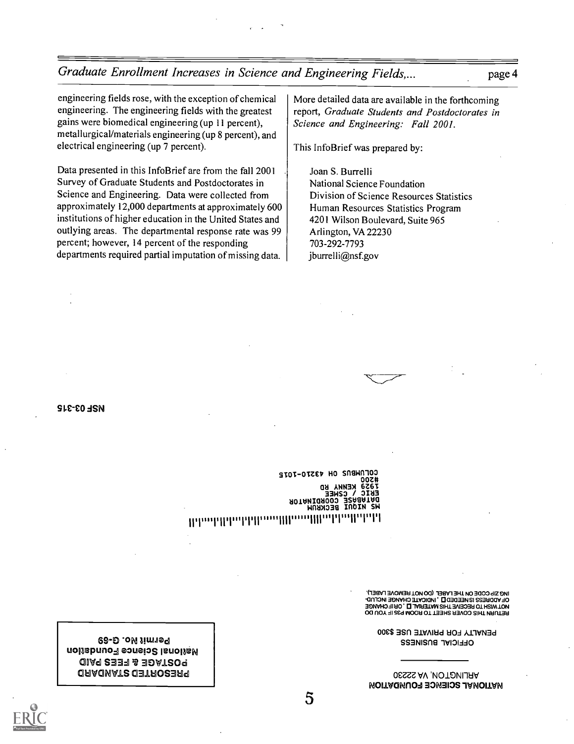engineering fields rose, with the exception of chemical engineering. The engineering fields with the greatest gains were biomedical engineering (up 11 percent), metallurgical/materials engineering (up 8 percent), and electrical engineering (up 7 percent).

Data presented in this InfoBrief are from the fall 2001 Survey of Graduate Students and Postdoctorates in Science and Engineering. Data were collected from approximately 12,000 departments at approximately 600 institutions of higher education in the United States and outlying areas. The departmental response rate was 99 percent; however, 14 percent of the responding departments required partial imputation of missing data.

More detailed data are available in the forthcoming report, *Graduate Students and Postdoctorates in Science and Engineering: Fall 2001.*

This InfoBrief was prepared by:

Joan S. Burrelli
National Science Foundation
Division of Science Resources Statistics
Human Resources Statistics Program
4201 Wilson Boulevard, Suite 965
Arlington, VA 22230
703-292-7793
jburrelli@nsf.gov

NSF 03-315

MS NIQUI BECKRUM
DATABASE COORDINATOR
ERIC / CSMEE
1929 KENNY RD
#200
COLUMBUS OH 43210-1015

NATIONAL SCIENCE FOUNDATION
ARLINGTON, VA 22230

OFFICIAL BUSINESS
PENALTY FOR PRIVATE USE $300

RETURN THIS COVER SHEET TO ROOM P35 IF YOU DO NOT WISH TO RECEIVE THIS MATERIAL ☐, OR IF CHANGE OF ADDRESS IS NEEDED ☐, INDICATE CHANGE INCLUDING ZIP CODE ON THE LABEL (DO NOT REMOVE LABEL).

PRESORTED STANDARD
POSTAGE & FEES PAID
National Science Foundation
Permit No. G-69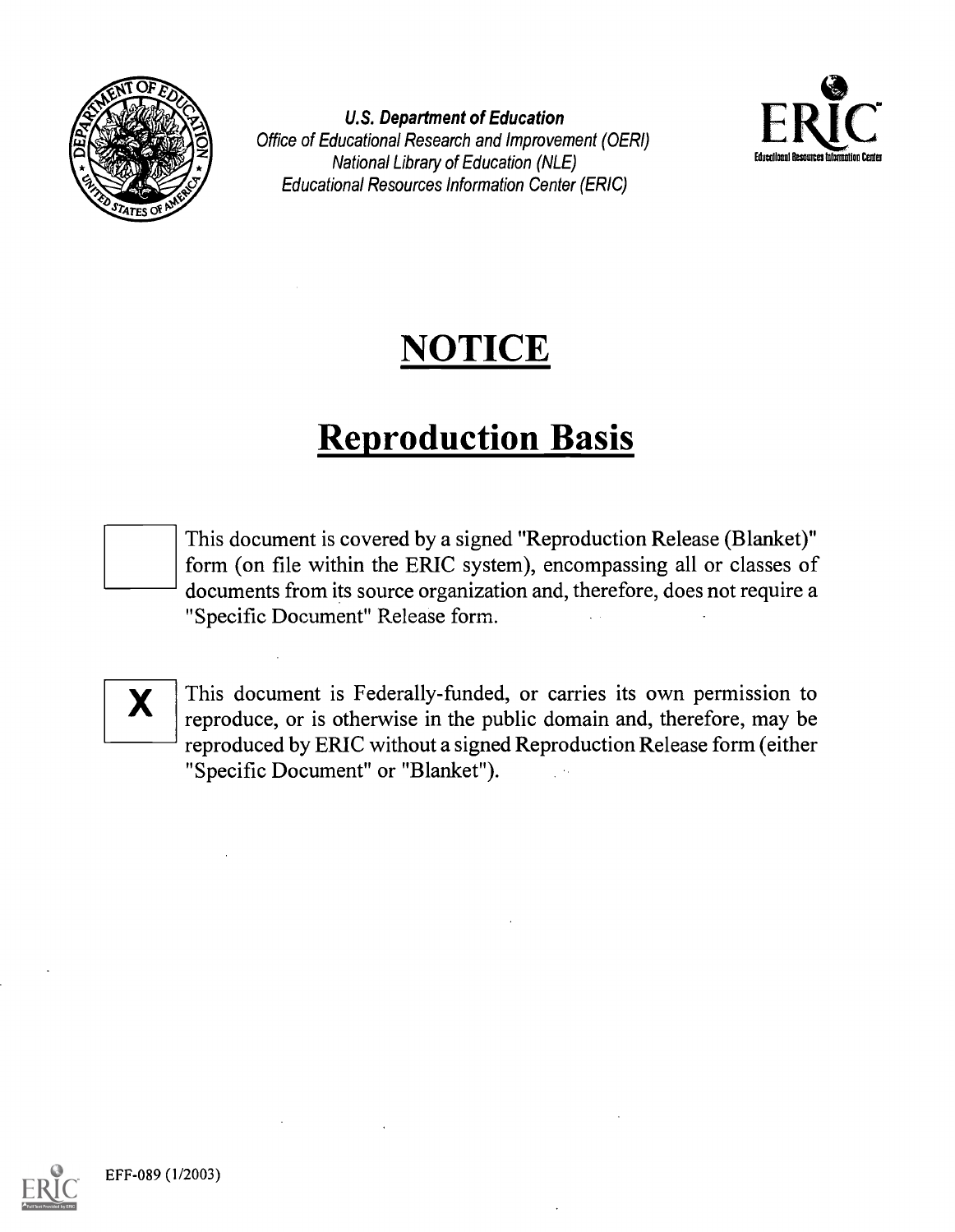**U.S. Department of Education**
*Office of Educational Research and Improvement (OERI)*
*National Library of Education (NLE)*
*Educational Resources Information Center (ERIC)*

ERIC
Educational Resources Information Center

# NOTICE

# Reproduction Basis

[ ] This document is covered by a signed "Reproduction Release (Blanket)" form (on file within the ERIC system), encompassing all or classes of documents from its source organization and, therefore, does not require a "Specific Document" Release form.

[X] This document is Federally-funded, or carries its own permission to reproduce, or is otherwise in the public domain and, therefore, may be reproduced by ERIC without a signed Reproduction Release form (either "Specific Document" or "Blanket").

EFF-089 (1/2003)